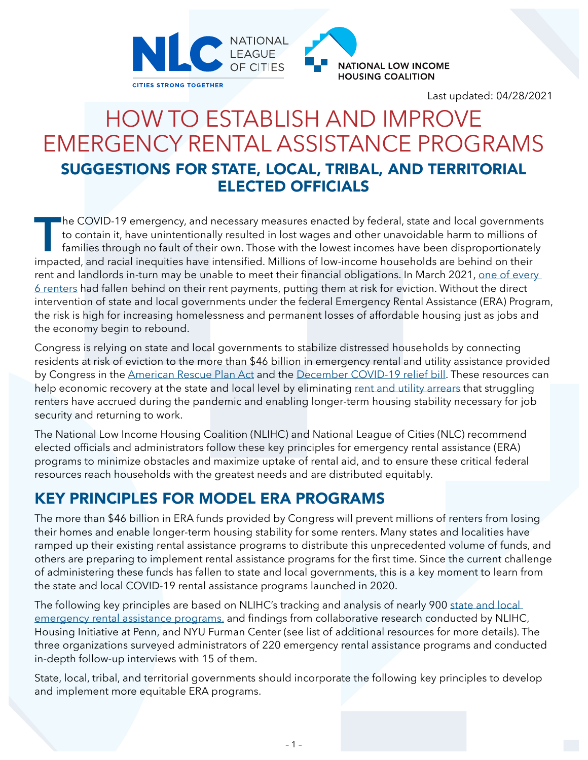NATIONAL LEAGUE OF CITIES — CITIES STRONG TOGETHER

NATIONAL LOW INCOME HOUSING COALITION

Last updated: 04/28/2021

# HOW TO ESTABLISH AND IMPROVE EMERGENCY RENTAL ASSISTANCE PROGRAMS

## SUGGESTIONS FOR STATE, LOCAL, TRIBAL, AND TERRITORIAL ELECTED OFFICIALS

The COVID-19 emergency, and necessary measures enacted by federal, state and local governments to contain it, have unintentionally resulted in lost wages and other unavoidable harm to millions of families through no fault of their own. Those with the lowest incomes have been disproportionately impacted, and racial inequities have intensified. Millions of low-income households are behind on their rent and landlords in-turn may be unable to meet their financial obligations. In March 2021, one of every 6 renters had fallen behind on their rent payments, putting them at risk for eviction. Without the direct intervention of state and local governments under the federal Emergency Rental Assistance (ERA) Program, the risk is high for increasing homelessness and permanent losses of affordable housing just as jobs and the economy begin to rebound.

Congress is relying on state and local governments to stabilize distressed households by connecting residents at risk of eviction to the more than $46 billion in emergency rental and utility assistance provided by Congress in the American Rescue Plan Act and the December COVID-19 relief bill. These resources can help economic recovery at the state and local level by eliminating rent and utility arrears that struggling renters have accrued during the pandemic and enabling longer-term housing stability necessary for job security and returning to work.

The National Low Income Housing Coalition (NLIHC) and National League of Cities (NLC) recommend elected officials and administrators follow these key principles for emergency rental assistance (ERA) programs to minimize obstacles and maximize uptake of rental aid, and to ensure these critical federal resources reach households with the greatest needs and are distributed equitably.

## KEY PRINCIPLES FOR MODEL ERA PROGRAMS

The more than $46 billion in ERA funds provided by Congress will prevent millions of renters from losing their homes and enable longer-term housing stability for some renters. Many states and localities have ramped up their existing rental assistance programs to distribute this unprecedented volume of funds, and others are preparing to implement rental assistance programs for the first time. Since the current challenge of administering these funds has fallen to state and local governments, this is a key moment to learn from the state and local COVID-19 rental assistance programs launched in 2020.

The following key principles are based on NLIHC's tracking and analysis of nearly 900 state and local emergency rental assistance programs, and findings from collaborative research conducted by NLIHC, Housing Initiative at Penn, and NYU Furman Center (see list of additional resources for more details). The three organizations surveyed administrators of 220 emergency rental assistance programs and conducted in-depth follow-up interviews with 15 of them.

State, local, tribal, and territorial governments should incorporate the following key principles to develop and implement more equitable ERA programs.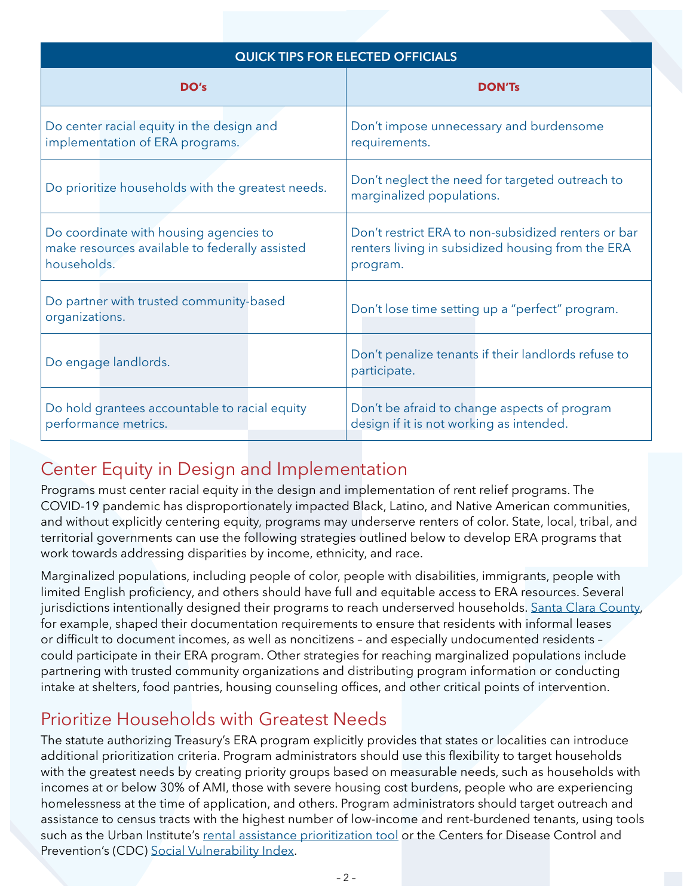| QUICK TIPS FOR ELECTED OFFICIALS | |
|---|---|
| **DO's** | **DON'Ts** |
| Do center racial equity in the design and implementation of ERA programs. | Don't impose unnecessary and burdensome requirements. |
| Do prioritize households with the greatest needs. | Don't neglect the need for targeted outreach to marginalized populations. |
| Do coordinate with housing agencies to make resources available to federally assisted households. | Don't restrict ERA to non-subsidized renters or bar renters living in subsidized housing from the ERA program. |
| Do partner with trusted community-based organizations. | Don't lose time setting up a "perfect" program. |
| Do engage landlords. | Don't penalize tenants if their landlords refuse to participate. |
| Do hold grantees accountable to racial equity performance metrics. | Don't be afraid to change aspects of program design if it is not working as intended. |

## Center Equity in Design and Implementation

Programs must center racial equity in the design and implementation of rent relief programs. The COVID-19 pandemic has disproportionately impacted Black, Latino, and Native American communities, and without explicitly centering equity, programs may underserve renters of color. State, local, tribal, and territorial governments can use the following strategies outlined below to develop ERA programs that work towards addressing disparities by income, ethnicity, and race.

Marginalized populations, including people of color, people with disabilities, immigrants, people with limited English proficiency, and others should have full and equitable access to ERA resources. Several jurisdictions intentionally designed their programs to reach underserved households. Santa Clara County, for example, shaped their documentation requirements to ensure that residents with informal leases or difficult to document incomes, as well as noncitizens – and especially undocumented residents – could participate in their ERA program. Other strategies for reaching marginalized populations include partnering with trusted community organizations and distributing program information or conducting intake at shelters, food pantries, housing counseling offices, and other critical points of intervention.

## Prioritize Households with Greatest Needs

The statute authorizing Treasury's ERA program explicitly provides that states or localities can introduce additional prioritization criteria. Program administrators should use this flexibility to target households with the greatest needs by creating priority groups based on measurable needs, such as households with incomes at or below 30% of AMI, those with severe housing cost burdens, people who are experiencing homelessness at the time of application, and others. Program administrators should target outreach and assistance to census tracts with the highest number of low-income and rent-burdened tenants, using tools such as the Urban Institute's rental assistance prioritization tool or the Centers for Disease Control and Prevention's (CDC) Social Vulnerability Index.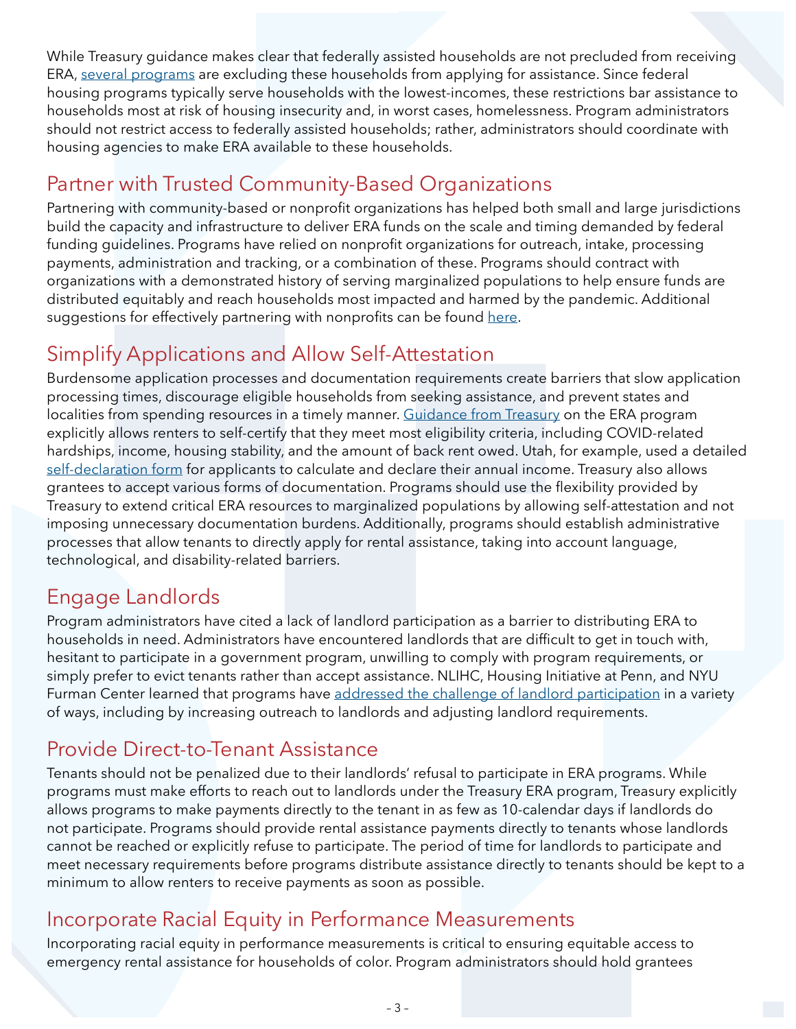While Treasury guidance makes clear that federally assisted households are not precluded from receiving ERA, several programs are excluding these households from applying for assistance. Since federal housing programs typically serve households with the lowest-incomes, these restrictions bar assistance to households most at risk of housing insecurity and, in worst cases, homelessness. Program administrators should not restrict access to federally assisted households; rather, administrators should coordinate with housing agencies to make ERA available to these households.

## Partner with Trusted Community-Based Organizations

Partnering with community-based or nonprofit organizations has helped both small and large jurisdictions build the capacity and infrastructure to deliver ERA funds on the scale and timing demanded by federal funding guidelines. Programs have relied on nonprofit organizations for outreach, intake, processing payments, administration and tracking, or a combination of these. Programs should contract with organizations with a demonstrated history of serving marginalized populations to help ensure funds are distributed equitably and reach households most impacted and harmed by the pandemic. Additional suggestions for effectively partnering with nonprofits can be found here.

## Simplify Applications and Allow Self-Attestation

Burdensome application processes and documentation requirements create barriers that slow application processing times, discourage eligible households from seeking assistance, and prevent states and localities from spending resources in a timely manner. Guidance from Treasury on the ERA program explicitly allows renters to self-certify that they meet most eligibility criteria, including COVID-related hardships, income, housing stability, and the amount of back rent owed. Utah, for example, used a detailed self-declaration form for applicants to calculate and declare their annual income. Treasury also allows grantees to accept various forms of documentation. Programs should use the flexibility provided by Treasury to extend critical ERA resources to marginalized populations by allowing self-attestation and not imposing unnecessary documentation burdens. Additionally, programs should establish administrative processes that allow tenants to directly apply for rental assistance, taking into account language, technological, and disability-related barriers.

## Engage Landlords

Program administrators have cited a lack of landlord participation as a barrier to distributing ERA to households in need. Administrators have encountered landlords that are difficult to get in touch with, hesitant to participate in a government program, unwilling to comply with program requirements, or simply prefer to evict tenants rather than accept assistance. NLIHC, Housing Initiative at Penn, and NYU Furman Center learned that programs have addressed the challenge of landlord participation in a variety of ways, including by increasing outreach to landlords and adjusting landlord requirements.

## Provide Direct-to-Tenant Assistance

Tenants should not be penalized due to their landlords' refusal to participate in ERA programs. While programs must make efforts to reach out to landlords under the Treasury ERA program, Treasury explicitly allows programs to make payments directly to the tenant in as few as 10-calendar days if landlords do not participate. Programs should provide rental assistance payments directly to tenants whose landlords cannot be reached or explicitly refuse to participate. The period of time for landlords to participate and meet necessary requirements before programs distribute assistance directly to tenants should be kept to a minimum to allow renters to receive payments as soon as possible.

## Incorporate Racial Equity in Performance Measurements

Incorporating racial equity in performance measurements is critical to ensuring equitable access to emergency rental assistance for households of color. Program administrators should hold grantees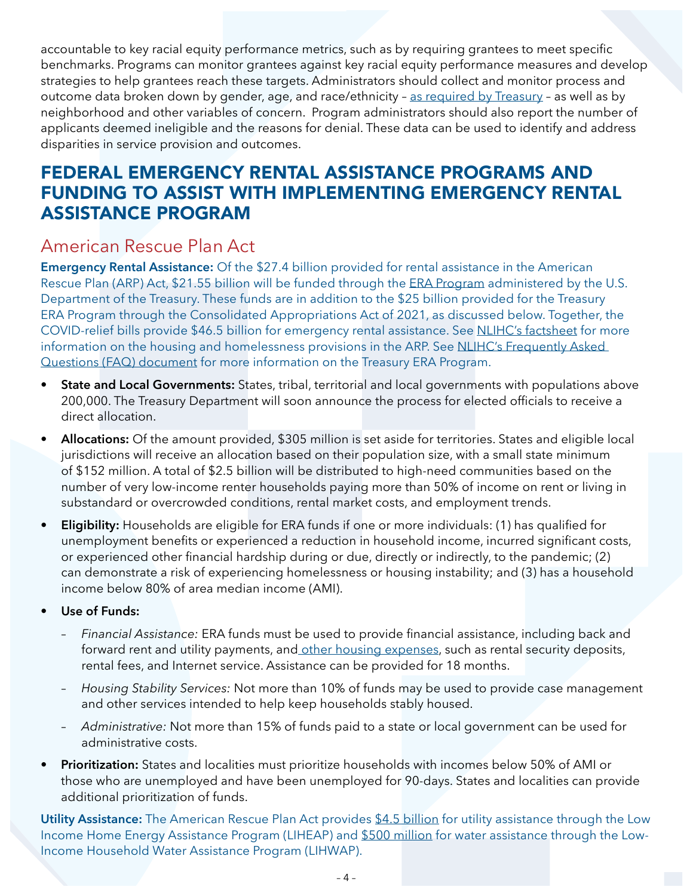accountable to key racial equity performance metrics, such as by requiring grantees to meet specific benchmarks. Programs can monitor grantees against key racial equity performance measures and develop strategies to help grantees reach these targets. Administrators should collect and monitor process and outcome data broken down by gender, age, and race/ethnicity – as required by Treasury – as well as by neighborhood and other variables of concern. Program administrators should also report the number of applicants deemed ineligible and the reasons for denial. These data can be used to identify and address disparities in service provision and outcomes.

# FEDERAL EMERGENCY RENTAL ASSISTANCE PROGRAMS AND FUNDING TO ASSIST WITH IMPLEMENTING EMERGENCY RENTAL ASSISTANCE PROGRAM

## American Rescue Plan Act

**Emergency Rental Assistance:** Of the $27.4 billion provided for rental assistance in the American Rescue Plan (ARP) Act, $21.55 billion will be funded through the ERA Program administered by the U.S. Department of the Treasury. These funds are in addition to the $25 billion provided for the Treasury ERA Program through the Consolidated Appropriations Act of 2021, as discussed below. Together, the COVID-relief bills provide $46.5 billion for emergency rental assistance. See NLIHC's factsheet for more information on the housing and homelessness provisions in the ARP. See NLIHC's Frequently Asked Questions (FAQ) document for more information on the Treasury ERA Program.

- **State and Local Governments:** States, tribal, territorial and local governments with populations above 200,000. The Treasury Department will soon announce the process for elected officials to receive a direct allocation.
- **Allocations:** Of the amount provided, $305 million is set aside for territories. States and eligible local jurisdictions will receive an allocation based on their population size, with a small state minimum of $152 million. A total of $2.5 billion will be distributed to high-need communities based on the number of very low-income renter households paying more than 50% of income on rent or living in substandard or overcrowded conditions, rental market costs, and employment trends.
- **Eligibility:** Households are eligible for ERA funds if one or more individuals: (1) has qualified for unemployment benefits or experienced a reduction in household income, incurred significant costs, or experienced other financial hardship during or due, directly or indirectly, to the pandemic; (2) can demonstrate a risk of experiencing homelessness or housing instability; and (3) has a household income below 80% of area median income (AMI).
- **Use of Funds:**
  - *Financial Assistance:* ERA funds must be used to provide financial assistance, including back and forward rent and utility payments, and other housing expenses, such as rental security deposits, rental fees, and Internet service. Assistance can be provided for 18 months.
  - *Housing Stability Services:* Not more than 10% of funds may be used to provide case management and other services intended to help keep households stably housed.
  - *Administrative:* Not more than 15% of funds paid to a state or local government can be used for administrative costs.
- **Prioritization:** States and localities must prioritize households with incomes below 50% of AMI or those who are unemployed and have been unemployed for 90-days. States and localities can provide additional prioritization of funds.

**Utility Assistance:** The American Rescue Plan Act provides $4.5 billion for utility assistance through the Low Income Home Energy Assistance Program (LIHEAP) and $500 million for water assistance through the Low-Income Household Water Assistance Program (LIHWAP).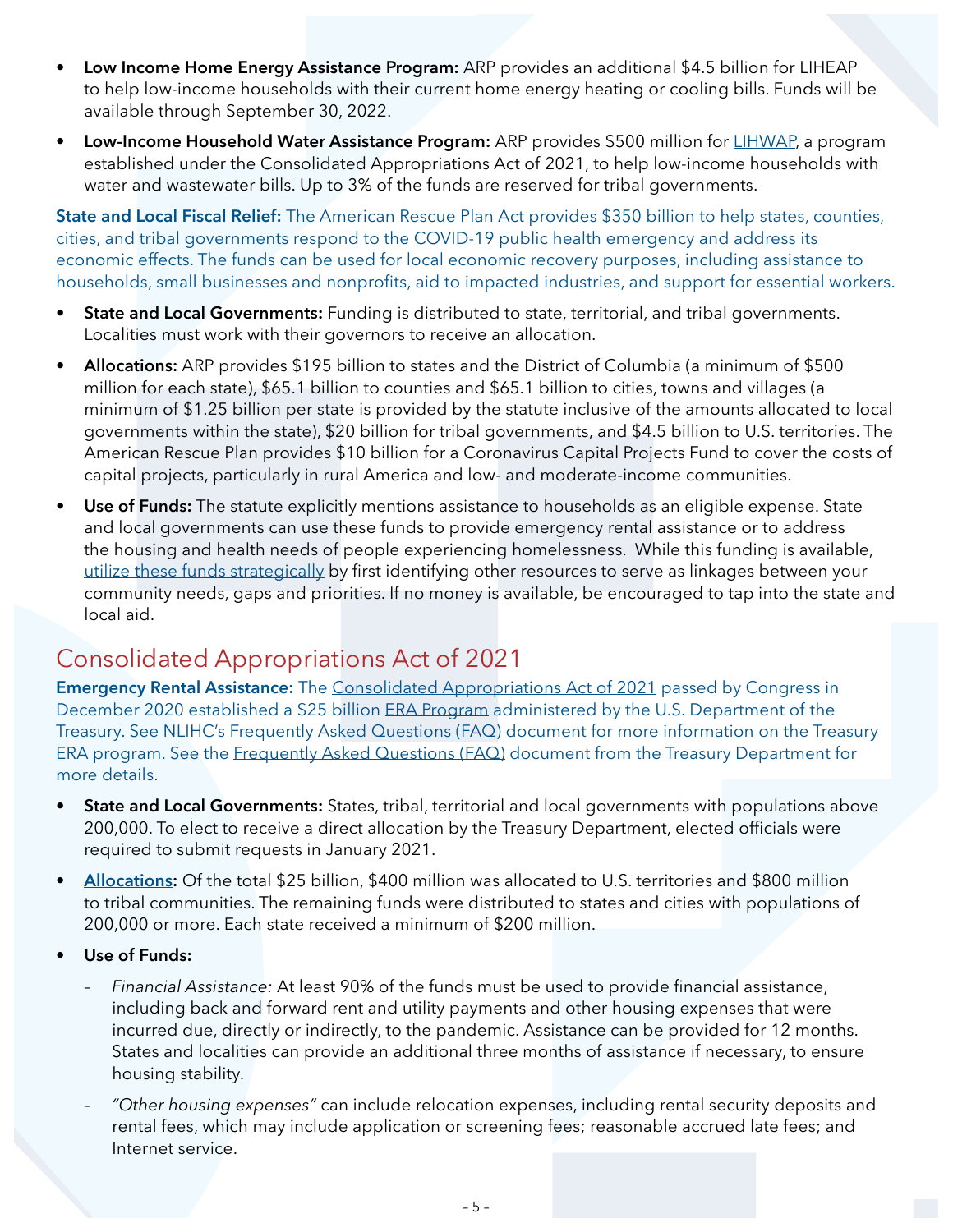- **Low Income Home Energy Assistance Program:** ARP provides an additional $4.5 billion for LIHEAP to help low-income households with their current home energy heating or cooling bills. Funds will be available through September 30, 2022.
- **Low-Income Household Water Assistance Program:** ARP provides $500 million for LIHWAP, a program established under the Consolidated Appropriations Act of 2021, to help low-income households with water and wastewater bills. Up to 3% of the funds are reserved for tribal governments.

**State and Local Fiscal Relief:** The American Rescue Plan Act provides $350 billion to help states, counties, cities, and tribal governments respond to the COVID-19 public health emergency and address its economic effects. The funds can be used for local economic recovery purposes, including assistance to households, small businesses and nonprofits, aid to impacted industries, and support for essential workers.

- **State and Local Governments:** Funding is distributed to state, territorial, and tribal governments. Localities must work with their governors to receive an allocation.
- **Allocations:** ARP provides $195 billion to states and the District of Columbia (a minimum of $500 million for each state), $65.1 billion to counties and $65.1 billion to cities, towns and villages (a minimum of $1.25 billion per state is provided by the statute inclusive of the amounts allocated to local governments within the state), $20 billion for tribal governments, and $4.5 billion to U.S. territories. The American Rescue Plan provides $10 billion for a Coronavirus Capital Projects Fund to cover the costs of capital projects, particularly in rural America and low- and moderate-income communities.
- **Use of Funds:** The statute explicitly mentions assistance to households as an eligible expense. State and local governments can use these funds to provide emergency rental assistance or to address the housing and health needs of people experiencing homelessness. While this funding is available, utilize these funds strategically by first identifying other resources to serve as linkages between your community needs, gaps and priorities. If no money is available, be encouraged to tap into the state and local aid.

## Consolidated Appropriations Act of 2021

**Emergency Rental Assistance:** The Consolidated Appropriations Act of 2021 passed by Congress in December 2020 established a $25 billion ERA Program administered by the U.S. Department of the Treasury. See NLIHC's Frequently Asked Questions (FAQ) document for more information on the Treasury ERA program. See the Frequently Asked Questions (FAQ) document from the Treasury Department for more details.

- **State and Local Governments:** States, tribal, territorial and local governments with populations above 200,000. To elect to receive a direct allocation by the Treasury Department, elected officials were required to submit requests in January 2021.
- **Allocations:** Of the total $25 billion, $400 million was allocated to U.S. territories and $800 million to tribal communities. The remaining funds were distributed to states and cities with populations of 200,000 or more. Each state received a minimum of $200 million.
- **Use of Funds:**
  - *Financial Assistance:* At least 90% of the funds must be used to provide financial assistance, including back and forward rent and utility payments and other housing expenses that were incurred due, directly or indirectly, to the pandemic. Assistance can be provided for 12 months. States and localities can provide an additional three months of assistance if necessary, to ensure housing stability.
  - *"Other housing expenses"* can include relocation expenses, including rental security deposits and rental fees, which may include application or screening fees; reasonable accrued late fees; and Internet service.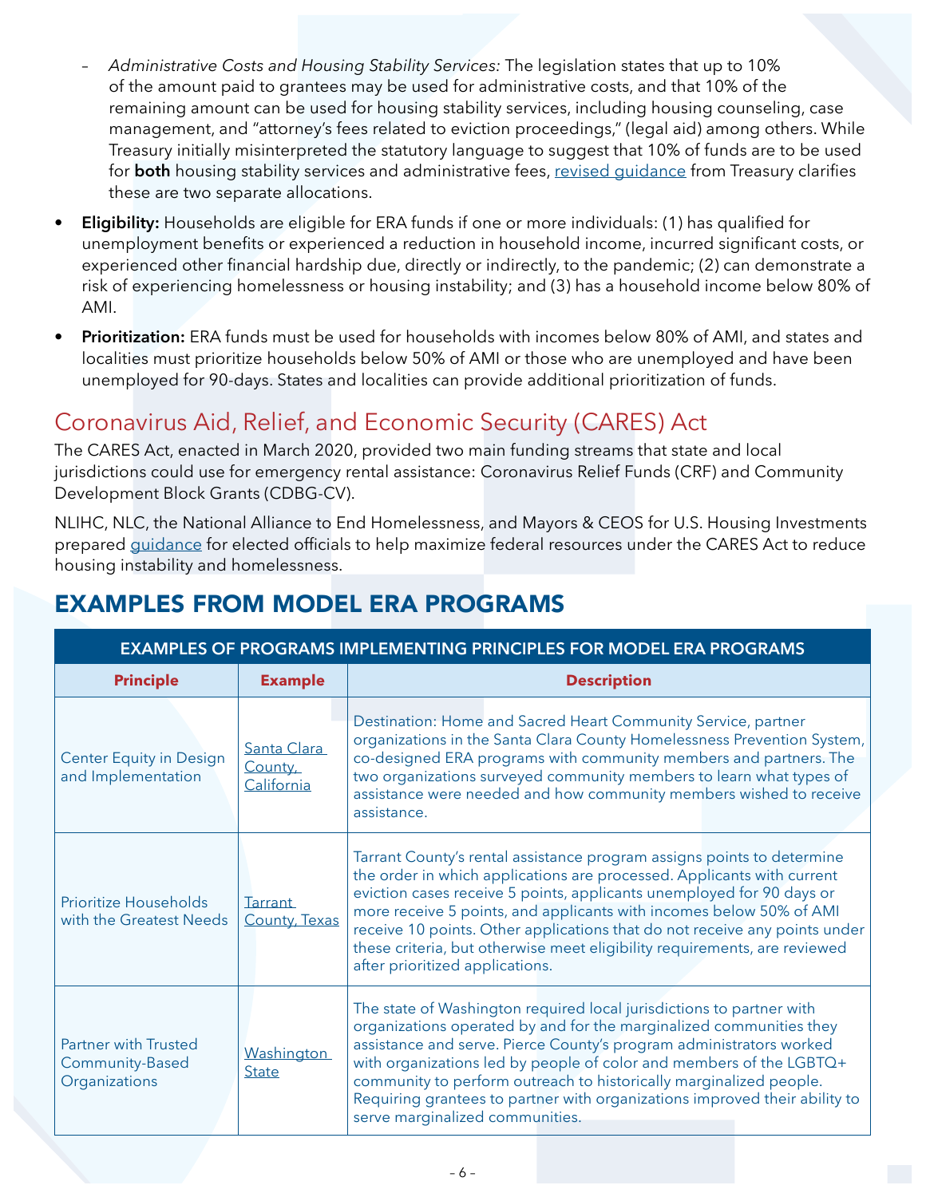- *Administrative Costs and Housing Stability Services:* The legislation states that up to 10% of the amount paid to grantees may be used for administrative costs, and that 10% of the remaining amount can be used for housing stability services, including housing counseling, case management, and "attorney's fees related to eviction proceedings," (legal aid) among others. While Treasury initially misinterpreted the statutory language to suggest that 10% of funds are to be used for **both** housing stability services and administrative fees, revised guidance from Treasury clarifies these are two separate allocations.

- **Eligibility:** Households are eligible for ERA funds if one or more individuals: (1) has qualified for unemployment benefits or experienced a reduction in household income, incurred significant costs, or experienced other financial hardship due, directly or indirectly, to the pandemic; (2) can demonstrate a risk of experiencing homelessness or housing instability; and (3) has a household income below 80% of AMI.
- **Prioritization:** ERA funds must be used for households with incomes below 80% of AMI, and states and localities must prioritize households below 50% of AMI or those who are unemployed and have been unemployed for 90-days. States and localities can provide additional prioritization of funds.

## Coronavirus Aid, Relief, and Economic Security (CARES) Act

The CARES Act, enacted in March 2020, provided two main funding streams that state and local jurisdictions could use for emergency rental assistance: Coronavirus Relief Funds (CRF) and Community Development Block Grants (CDBG-CV).

NLIHC, NLC, the National Alliance to End Homelessness, and Mayors & CEOS for U.S. Housing Investments prepared guidance for elected officials to help maximize federal resources under the CARES Act to reduce housing instability and homelessness.

# EXAMPLES FROM MODEL ERA PROGRAMS

**EXAMPLES OF PROGRAMS IMPLEMENTING PRINCIPLES FOR MODEL ERA PROGRAMS**

| Principle | Example | Description |
|---|---|---|
| Center Equity in Design and Implementation | Santa Clara County, California | Destination: Home and Sacred Heart Community Service, partner organizations in the Santa Clara County Homelessness Prevention System, co-designed ERA programs with community members and partners. The two organizations surveyed community members to learn what types of assistance were needed and how community members wished to receive assistance. |
| Prioritize Households with the Greatest Needs | Tarrant County, Texas | Tarrant County's rental assistance program assigns points to determine the order in which applications are processed. Applicants with current eviction cases receive 5 points, applicants unemployed for 90 days or more receive 5 points, and applicants with incomes below 50% of AMI receive 10 points. Other applications that do not receive any points under these criteria, but otherwise meet eligibility requirements, are reviewed after prioritized applications. |
| Partner with Trusted Community-Based Organizations | Washington State | The state of Washington required local jurisdictions to partner with organizations operated by and for the marginalized communities they assistance and serve. Pierce County's program administrators worked with organizations led by people of color and members of the LGBTQ+ community to perform outreach to historically marginalized people. Requiring grantees to partner with organizations improved their ability to serve marginalized communities. |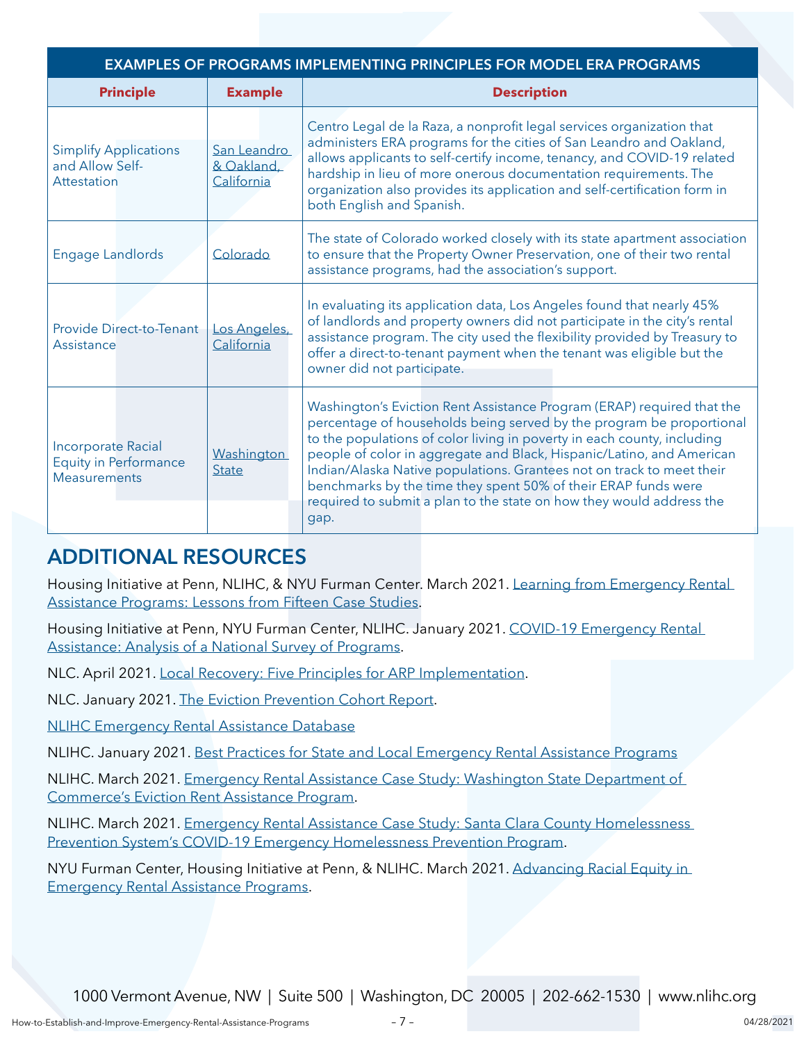| EXAMPLES OF PROGRAMS IMPLEMENTING PRINCIPLES FOR MODEL ERA PROGRAMS | | |
|---|---|---|
| **Principle** | **Example** | **Description** |
| Simplify Applications and Allow Self-Attestation | San Leandro & Oakland, California | Centro Legal de la Raza, a nonprofit legal services organization that administers ERA programs for the cities of San Leandro and Oakland, allows applicants to self-certify income, tenancy, and COVID-19 related hardship in lieu of more onerous documentation requirements. The organization also provides its application and self-certification form in both English and Spanish. |
| Engage Landlords | Colorado | The state of Colorado worked closely with its state apartment association to ensure that the Property Owner Preservation, one of their two rental assistance programs, had the association's support. |
| Provide Direct-to-Tenant Assistance | Los Angeles, California | In evaluating its application data, Los Angeles found that nearly 45% of landlords and property owners did not participate in the city's rental assistance program. The city used the flexibility provided by Treasury to offer a direct-to-tenant payment when the tenant was eligible but the owner did not participate. |
| Incorporate Racial Equity in Performance Measurements | Washington State | Washington's Eviction Rent Assistance Program (ERAP) required that the percentage of households being served by the program be proportional to the populations of color living in poverty in each county, including people of color in aggregate and Black, Hispanic/Latino, and American Indian/Alaska Native populations. Grantees not on track to meet their benchmarks by the time they spent 50% of their ERAP funds were required to submit a plan to the state on how they would address the gap. |

## ADDITIONAL RESOURCES

Housing Initiative at Penn, NLIHC, & NYU Furman Center. March 2021. Learning from Emergency Rental Assistance Programs: Lessons from Fifteen Case Studies.

Housing Initiative at Penn, NYU Furman Center, NLIHC. January 2021. COVID-19 Emergency Rental Assistance: Analysis of a National Survey of Programs.

NLC. April 2021. Local Recovery: Five Principles for ARP Implementation.

NLC. January 2021. The Eviction Prevention Cohort Report.

NLIHC Emergency Rental Assistance Database

NLIHC. January 2021. Best Practices for State and Local Emergency Rental Assistance Programs

NLIHC. March 2021. Emergency Rental Assistance Case Study: Washington State Department of Commerce's Eviction Rent Assistance Program.

NLIHC. March 2021. Emergency Rental Assistance Case Study: Santa Clara County Homelessness Prevention System's COVID-19 Emergency Homelessness Prevention Program.

NYU Furman Center, Housing Initiative at Penn, & NLIHC. March 2021. Advancing Racial Equity in Emergency Rental Assistance Programs.

1000 Vermont Avenue, NW | Suite 500 | Washington, DC 20005 | 202-662-1530 | www.nlihc.org